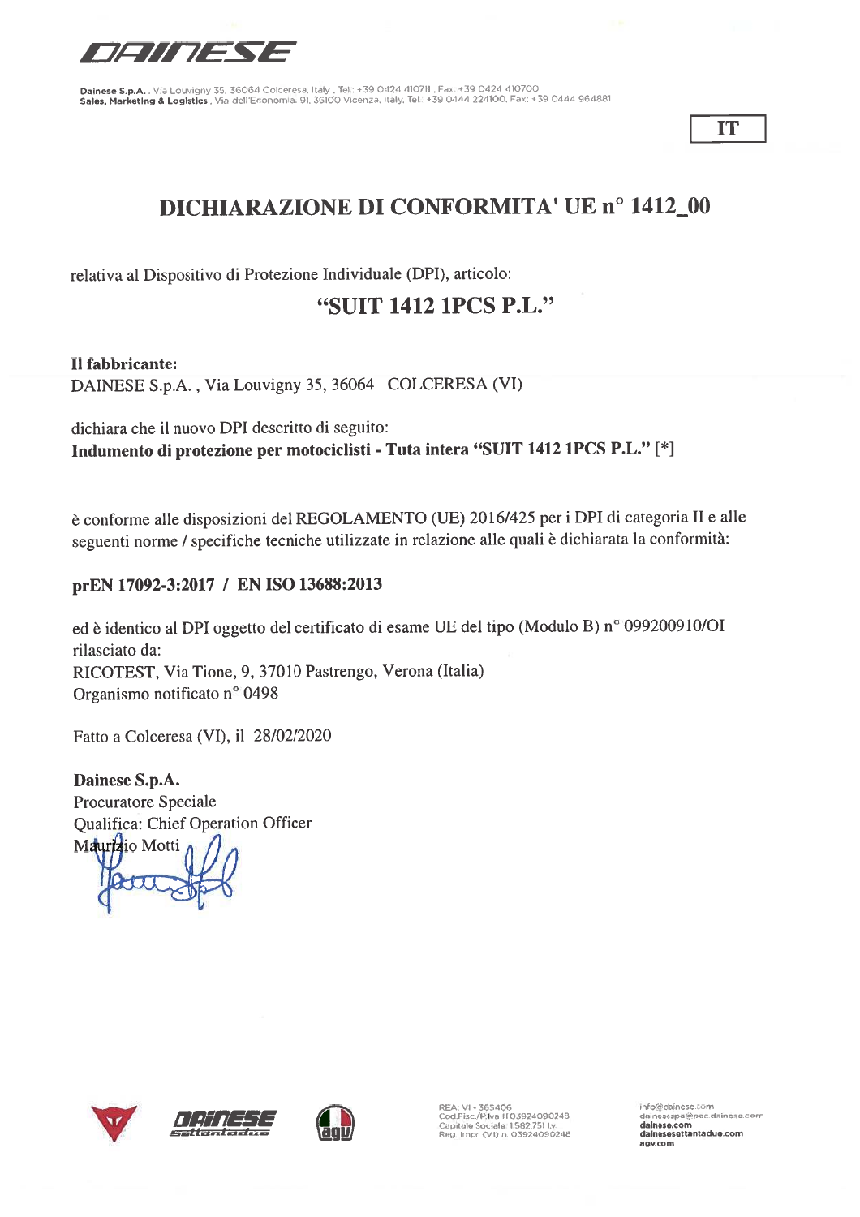Dainese S.p.A., Via Louvigny 35, 36064 Colceresa, Italy, Tel.: +39 0424 410711, Fax: +39 0424 410700
Sales, Marketing & Logistics, Via dell'Economia, 91, 36100 Vicenza, Italy, Tel.: +39 0444 224100, Fax: +39 0444 964881

IT

# DICHIARAZIONE DI CONFORMITA' UE n° 1412_00

relativa al Dispositivo di Protezione Individuale (DPI), articolo:

## "SUIT 1412 1PCS P.L."

**Il fabbricante:**
DAINESE S.p.A., Via Louvigny 35, 36064 COLCERESA (VI)

dichiara che il nuovo DPI descritto di seguito:
**Indumento di protezione per motociclisti - Tuta intera "SUIT 1412 1PCS P.L." [*]**

è conforme alle disposizioni del REGOLAMENTO (UE) 2016/425 per i DPI di categoria II e alle seguenti norme / specifiche tecniche utilizzate in relazione alle quali è dichiarata la conformità:

**prEN 17092-3:2017 / EN ISO 13688:2013**

ed è identico al DPI oggetto del certificato di esame UE del tipo (Modulo B) n° 099200910/OI rilasciato da:
RICOTEST, Via Tione, 9, 37010 Pastrengo, Verona (Italia)
Organismo notificato n° 0498

Fatto a Colceresa (VI), il 28/02/2020

**Dainese S.p.A.**
Procuratore Speciale
Qualifica: Chief Operation Officer
Maurizio Motti

REA: VI - 365406
Cod.Fisc./P.Iva IT03924090248
Capitale Sociale 1.582.751 i.v.
Reg. Impr. (VI) n. 03924090248

info@dainese.com
dainesespa@pec.dainese.com
dainese.com
dainesesettantadue.com
agv.com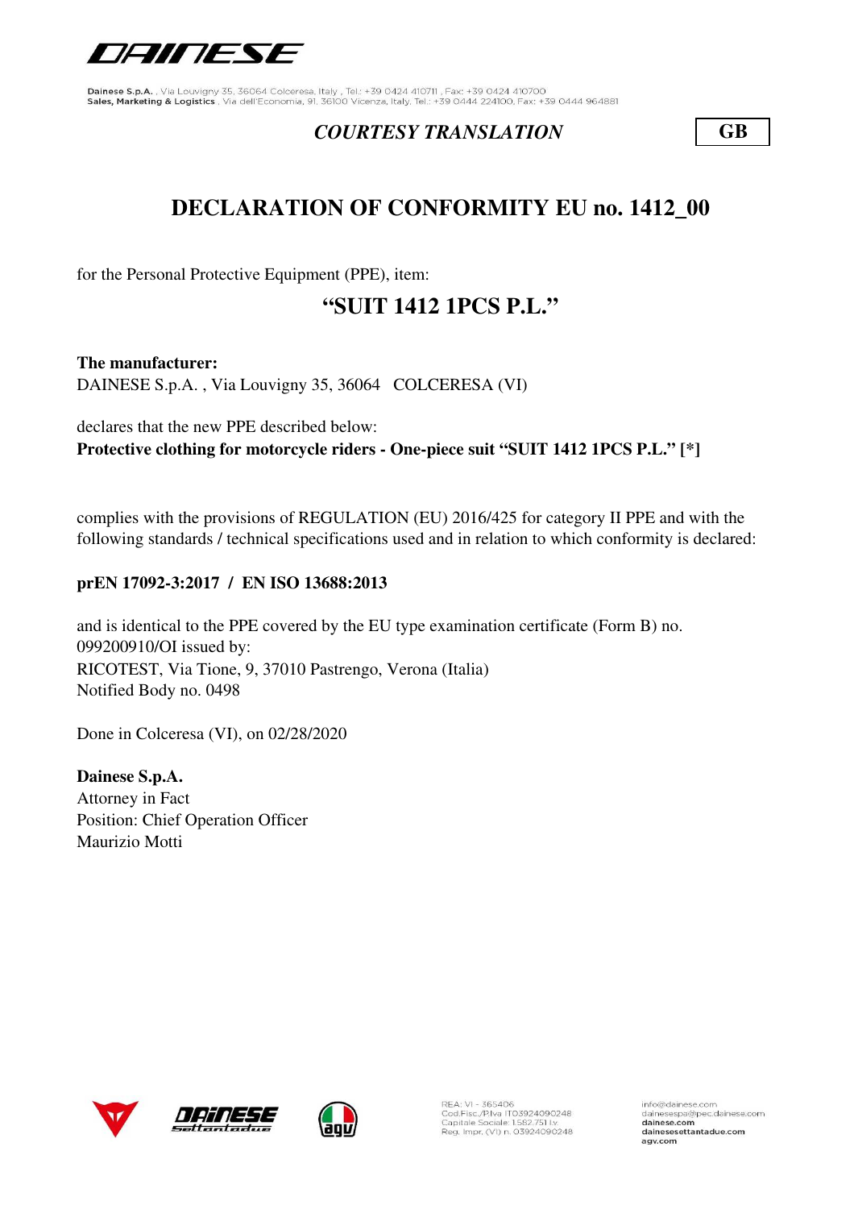Dainese S.p.A. , Via Louvigny 35, 36064 Colceresa, Italy , Tel.: +39 0424 410711 , Fax: +39 0424 410700
Sales, Marketing & Logistics , Via dell'Economia, 91, 36100 Vicenza, Italy, Tel.: +39 0444 224100, Fax: +39 0444 964881

*COURTESY TRANSLATION* **GB**

# DECLARATION OF CONFORMITY EU no. 1412_00

for the Personal Protective Equipment (PPE), item:

## "SUIT 1412 1PCS P.L."

**The manufacturer:**
DAINESE S.p.A. , Via Louvigny 35, 36064 COLCERESA (VI)

declares that the new PPE described below:
**Protective clothing for motorcycle riders - One-piece suit "SUIT 1412 1PCS P.L." [*]**

complies with the provisions of REGULATION (EU) 2016/425 for category II PPE and with the following standards / technical specifications used and in relation to which conformity is declared:

**prEN 17092-3:2017 / EN ISO 13688:2013**

and is identical to the PPE covered by the EU type examination certificate (Form B) no. 099200910/OI issued by:
RICOTEST, Via Tione, 9, 37010 Pastrengo, Verona (Italia)
Notified Body no. 0498

Done in Colceresa (VI), on 02/28/2020

**Dainese S.p.A.**
Attorney in Fact
Position: Chief Operation Officer
Maurizio Motti

REA: VI - 365406
Cod.Fisc./P.Iva IT03924090248
Capitale Sociale 1.582.751 i.v.
Reg. Impr. (VI) n. 03924090248

info@dainese.com
dainesespa@pec.dainese.com
dainese.com
dainesesettantadue.com
agv.com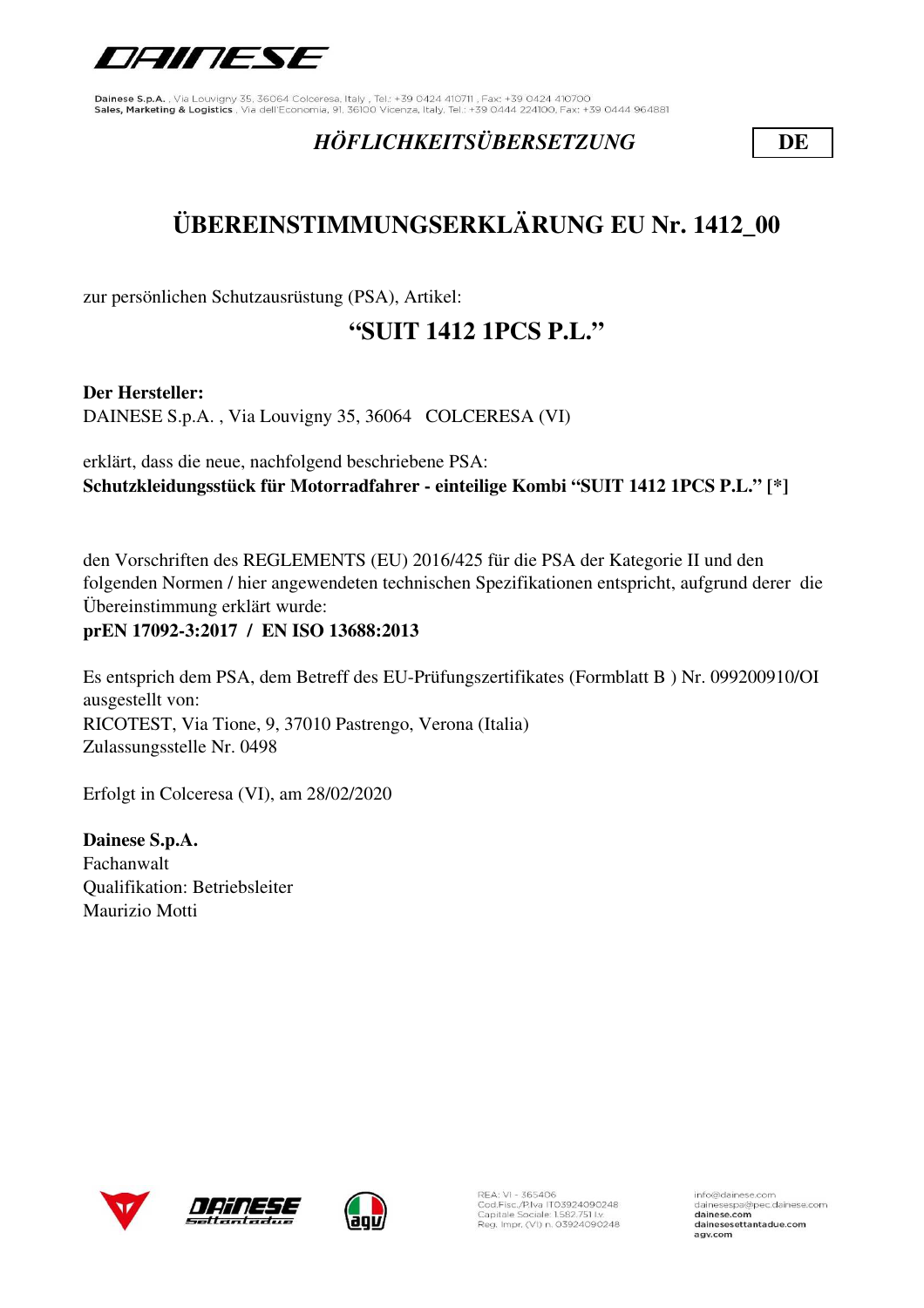Dainese S.p.A. , Via Louvigny 35, 36064 Colceresa, Italy , Tel.: +39 0424 410711 , Fax: +39 0424 410700
Sales, Marketing & Logistics , Via dell'Economia, 91, 36100 Vicenza, Italy, Tel.: +39 0444 224100, Fax: +39 0444 964881

*HÖFLICHKEITSÜBERSETZUNG* **DE**

# ÜBEREINSTIMMUNGSERKLÄRUNG EU Nr. 1412_00

zur persönlichen Schutzausrüstung (PSA), Artikel:

## "SUIT 1412 1PCS P.L."

**Der Hersteller:**
DAINESE S.p.A. , Via Louvigny 35, 36064 COLCERESA (VI)

erklärt, dass die neue, nachfolgend beschriebene PSA:
**Schutzkleidungsstück für Motorradfahrer - einteilige Kombi "SUIT 1412 1PCS P.L." [*]**

den Vorschriften des REGLEMENTS (EU) 2016/425 für die PSA der Kategorie II und den folgenden Normen / hier angewendeten technischen Spezifikationen entspricht, aufgrund derer die Übereinstimmung erklärt wurde:
**prEN 17092-3:2017 / EN ISO 13688:2013**

Es entsprich dem PSA, dem Betreff des EU-Prüfungszertifikates (Formblatt B ) Nr. 099200910/OI ausgestellt von:
RICOTEST, Via Tione, 9, 37010 Pastrengo, Verona (Italia)
Zulassungsstelle Nr. 0498

Erfolgt in Colceresa (VI), am 28/02/2020

**Dainese S.p.A.**
Fachanwalt
Qualifikation: Betriebsleiter
Maurizio Motti

REA: VI - 365406
Cod.Fisc./P.Iva IT03924090248
Capitale Sociale 1.582.751 i.v.
Reg. Impr. (VI) n. 03924090248

info@dainese.com
dainesespa@pec.dainese.com
dainese.com
dainesesettantadue.com
agv.com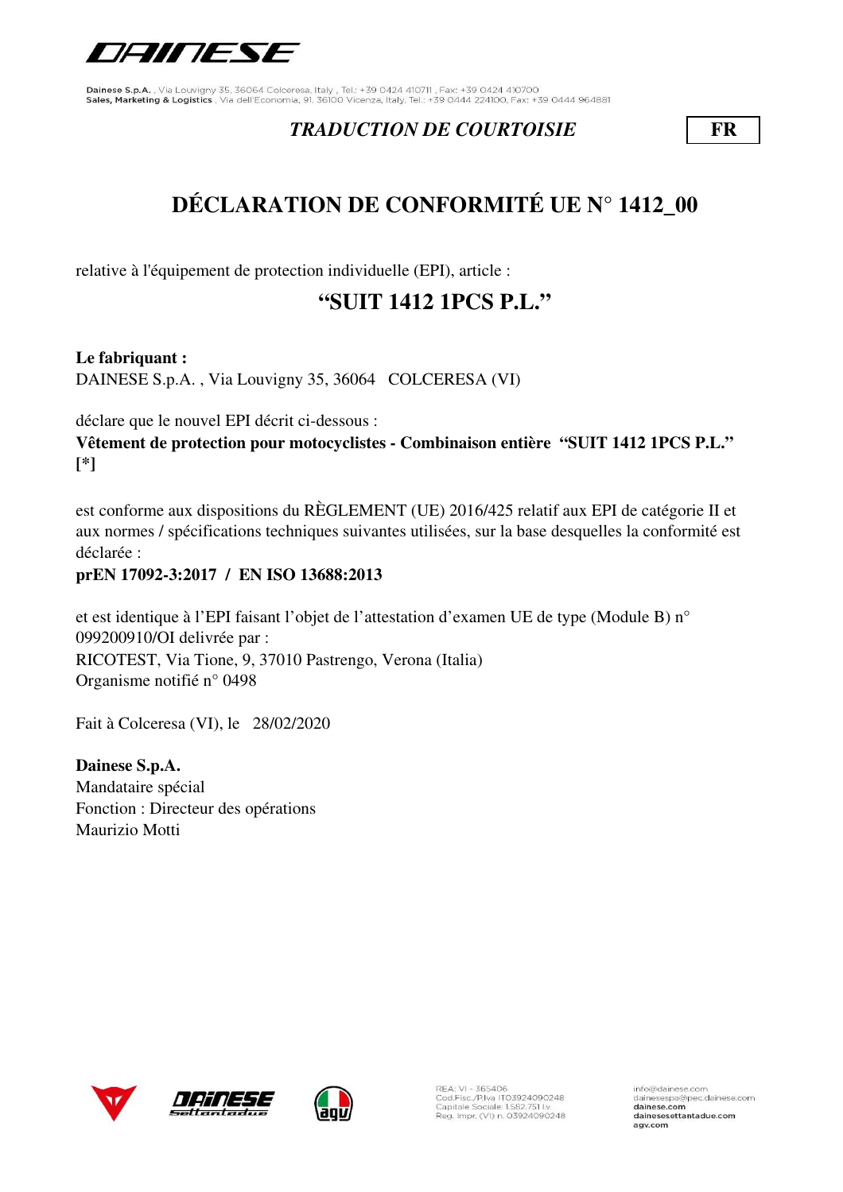*TRADUCTION DE COURTOISIE*

**FR**

# DÉCLARATION DE CONFORMITÉ UE N° 1412_00

relative à l'équipement de protection individuelle (EPI), article :

## "SUIT 1412 1PCS P.L."

**Le fabriquant :**
DAINESE S.p.A. , Via Louvigny 35, 36064 COLCERESA (VI)

déclare que le nouvel EPI décrit ci-dessous :
**Vêtement de protection pour motocyclistes - Combinaison entière "SUIT 1412 1PCS P.L." [*]**

est conforme aux dispositions du RÈGLEMENT (UE) 2016/425 relatif aux EPI de catégorie II et aux normes / spécifications techniques suivantes utilisées, sur la base desquelles la conformité est déclarée :
**prEN 17092-3:2017 / EN ISO 13688:2013**

et est identique à l'EPI faisant l'objet de l'attestation d'examen UE de type (Module B) n° 099200910/OI delivrée par :
RICOTEST, Via Tione, 9, 37010 Pastrengo, Verona (Italia)
Organisme notifié n° 0498

Fait à Colceresa (VI), le 28/02/2020

**Dainese S.p.A.**
Mandataire spécial
Fonction : Directeur des opérations
Maurizio Motti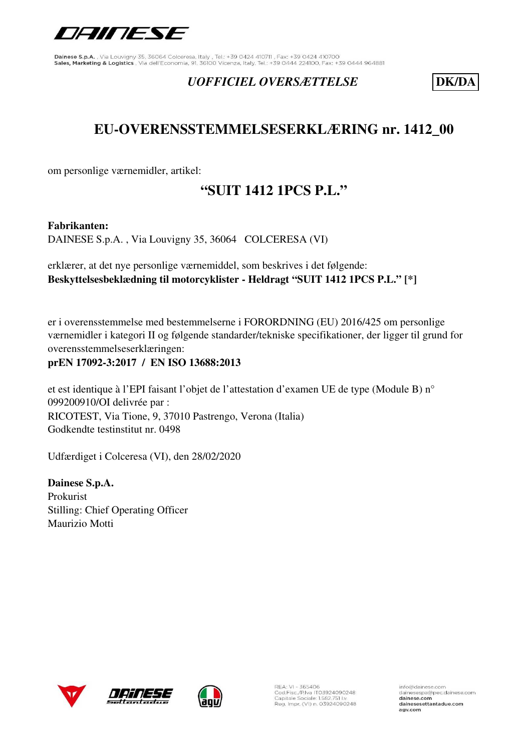Dainese S.p.A. , Via Louvigny 35, 36064 Colceresa, Italy , Tel.: +39 0424 410711 , Fax: +39 0424 410700
Sales, Marketing & Logistics , Via dell'Economia, 91, 36100 Vicenza, Italy, Tel.: +39 0444 224100, Fax: +39 0444 964881

*UOFFICIEL OVERSÆTTELSE* **DK/DA**

# EU-OVERENSSTEMMELSESERKLÆRING nr. 1412_00

om personlige værnemidler, artikel:

## "SUIT 1412 1PCS P.L."

**Fabrikanten:**
DAINESE S.p.A. , Via Louvigny 35, 36064 COLCERESA (VI)

erklærer, at det nye personlige værnemiddel, som beskrives i det følgende:
**Beskyttelsesbeklædning til motorcyklister - Heldragt "SUIT 1412 1PCS P.L." [*]**

er i overensstemmelse med bestemmelserne i FORORDNING (EU) 2016/425 om personlige værnemidler i kategori II og følgende standarder/tekniske specifikationer, der ligger til grund for overensstemmelseserklæringen:
**prEN 17092-3:2017 / EN ISO 13688:2013**

et est identique à l'EPI faisant l'objet de l'attestation d'examen UE de type (Module B) n° 099200910/OI delivrée par :
RICOTEST, Via Tione, 9, 37010 Pastrengo, Verona (Italia)
Godkendte testinstitut nr. 0498

Udfærdiget i Colceresa (VI), den 28/02/2020

**Dainese S.p.A.**
Prokurist
Stilling: Chief Operating Officer
Maurizio Motti

REA: VI - 365406
Cod.Fisc./P.Iva IT03924090248
Capitale Sociale: 1.582.751 i.v.
Reg. Impr. (VI) n. 03924090248

info@dainese.com
dainesespa@pec.dainese.com
dainese.com
dainesesettantadue.com
agv.com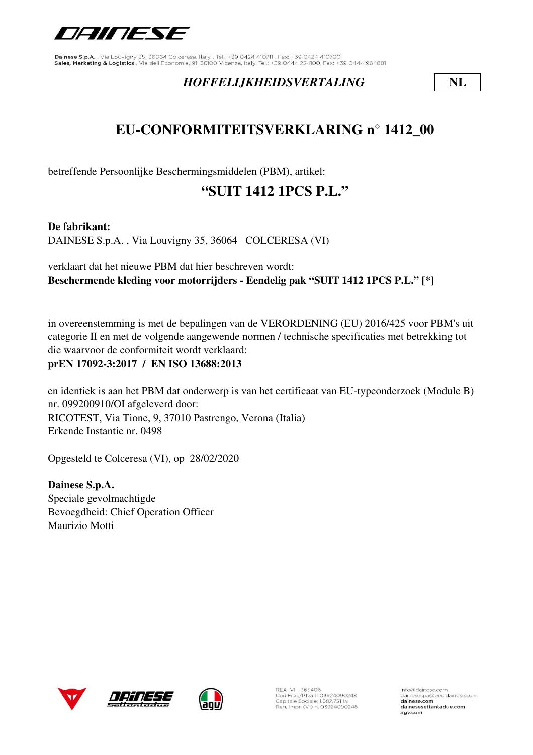Dainese S.p.A. , Via Louvigny 35, 36064 Colceresa, Italy , Tel.: +39 0424 410711 , Fax: +39 0424 410700
Sales, Marketing & Logistics , Via dell'Economia, 91, 36100 Vicenza, Italy, Tel.: +39 0444 224100, Fax: +39 0444 964881

*HOFFELIJKHEIDSVERTALING* **NL**

# EU-CONFORMITEITSVERKLARING n° 1412_00

betreffende Persoonlijke Beschermingsmiddelen (PBM), artikel:

## "SUIT 1412 1PCS P.L."

**De fabrikant:**
DAINESE S.p.A. , Via Louvigny 35, 36064 COLCERESA (VI)

verklaart dat het nieuwe PBM dat hier beschreven wordt:
**Beschermende kleding voor motorrijders - Eendelig pak "SUIT 1412 1PCS P.L." [*]**

in overeenstemming is met de bepalingen van de VERORDENING (EU) 2016/425 voor PBM's uit categorie II en met de volgende aangewende normen / technische specificaties met betrekking tot die waarvoor de conformiteit wordt verklaard:
**prEN 17092-3:2017 / EN ISO 13688:2013**

en identiek is aan het PBM dat onderwerp is van het certificaat van EU-typeonderzoek (Module B) nr. 099200910/OI afgeleverd door:
RICOTEST, Via Tione, 9, 37010 Pastrengo, Verona (Italia)
Erkende Instantie nr. 0498

Opgesteld te Colceresa (VI), op 28/02/2020

**Dainese S.p.A.**
Speciale gevolmachtigde
Bevoegdheid: Chief Operation Officer
Maurizio Motti

REA: VI - 365406
Cod.Fisc./P.Iva IT03924090248
Capitale Sociale 1.582.751 i.v.
Reg. Impr. (VI) n. 03924090248

info@dainese.com
dainesespa@pec.dainese.com
dainese.com
dainesesettantadue.com
agv.com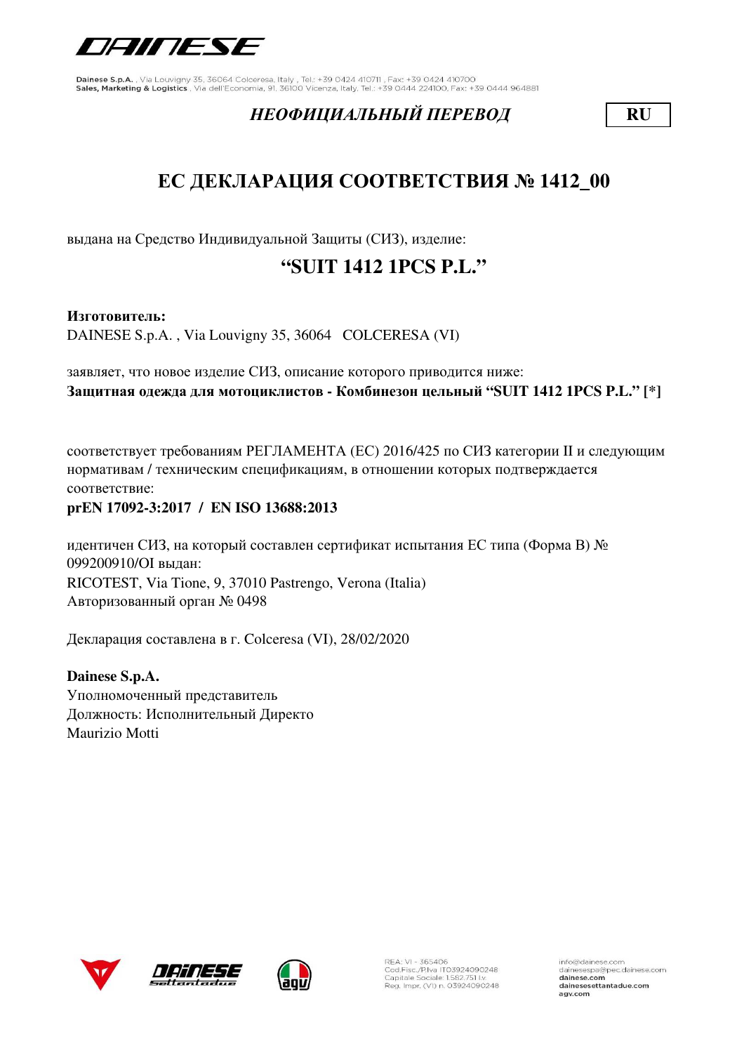*НЕОФИЦИАЛЬНЫЙ ПЕРЕВОД* **RU**

# ЕС ДЕКЛАРАЦИЯ СООТВЕТСТВИЯ № 1412_00

выдана на Средство Индивидуальной Защиты (СИЗ), изделие:

## “SUIT 1412 1PCS P.L.”

**Изготовитель:**
DAINESE S.p.A. , Via Louvigny 35, 36064 COLCERESA (VI)

заявляет, что новое изделие СИЗ, описание которого приводится ниже:
**Защитная одежда для мотоциклистов - Комбинезон цельный “SUIT 1412 1PCS P.L.” [*]**

соответствует требованиям РЕГЛАМЕНТА (ЕС) 2016/425 по СИЗ категории II и следующим нормативам / техническим спецификациям, в отношении которых подтверждается соответствие:
**prEN 17092-3:2017 / EN ISO 13688:2013**

идентичен СИЗ, на который составлен сертификат испытания ЕС типа (Форма B) № 099200910/OI выдан:
RICOTEST, Via Tione, 9, 37010 Pastrengo, Verona (Italia)
Авторизованный орган № 0498

Декларация составлена в г. Colceresa (VI), 28/02/2020

**Dainese S.p.A.**
Уполномоченный представитель
Должность: Исполнительный Директо
Maurizio Motti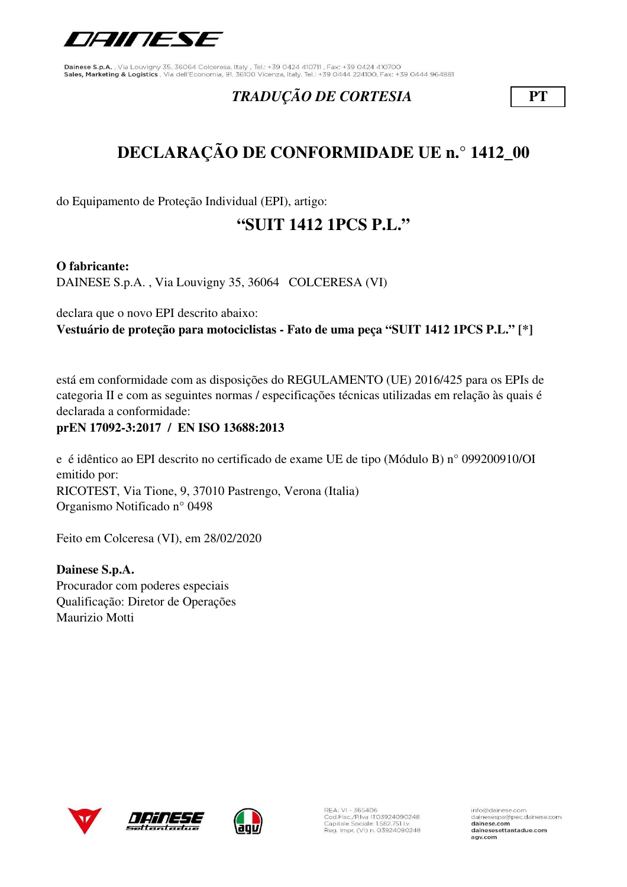Dainese S.p.A. , Via Louvigny 35, 36064 Colceresa, Italy , Tel.: +39 0424 410711 , Fax: +39 0424 410700
Sales, Marketing & Logistics , Via dell'Economia, 91, 36100 Vicenza, Italy, Tel.: +39 0444 224100, Fax: +39 0444 964881

*TRADUÇÃO DE CORTESIA* **PT**

# DECLARAÇÃO DE CONFORMIDADE UE n.° 1412_00

do Equipamento de Proteção Individual (EPI), artigo:

## "SUIT 1412 1PCS P.L."

**O fabricante:**
DAINESE S.p.A. , Via Louvigny 35, 36064 COLCERESA (VI)

declara que o novo EPI descrito abaixo:
**Vestuário de proteção para motociclistas - Fato de uma peça "SUIT 1412 1PCS P.L." [*]**

está em conformidade com as disposições do REGULAMENTO (UE) 2016/425 para os EPIs de categoria II e com as seguintes normas / especificações técnicas utilizadas em relação às quais é declarada a conformidade:
**prEN 17092-3:2017 / EN ISO 13688:2013**

e é idêntico ao EPI descrito no certificado de exame UE de tipo (Módulo B) n° 099200910/OI emitido por:
RICOTEST, Via Tione, 9, 37010 Pastrengo, Verona (Italia)
Organismo Notificado n° 0498

Feito em Colceresa (VI), em 28/02/2020

**Dainese S.p.A.**
Procurador com poderes especiais
Qualificação: Diretor de Operações
Maurizio Motti

REA: VI - 365406
Cod.Fisc./P.Iva IT03924090248
Capitale Sociale 1.582.751 i.v.
Reg. Impr. (VI) n. 03924090248

info@dainese.com
dainesespa@pec.dainese.com
dainese.com
dainesesettantadue.com
agv.com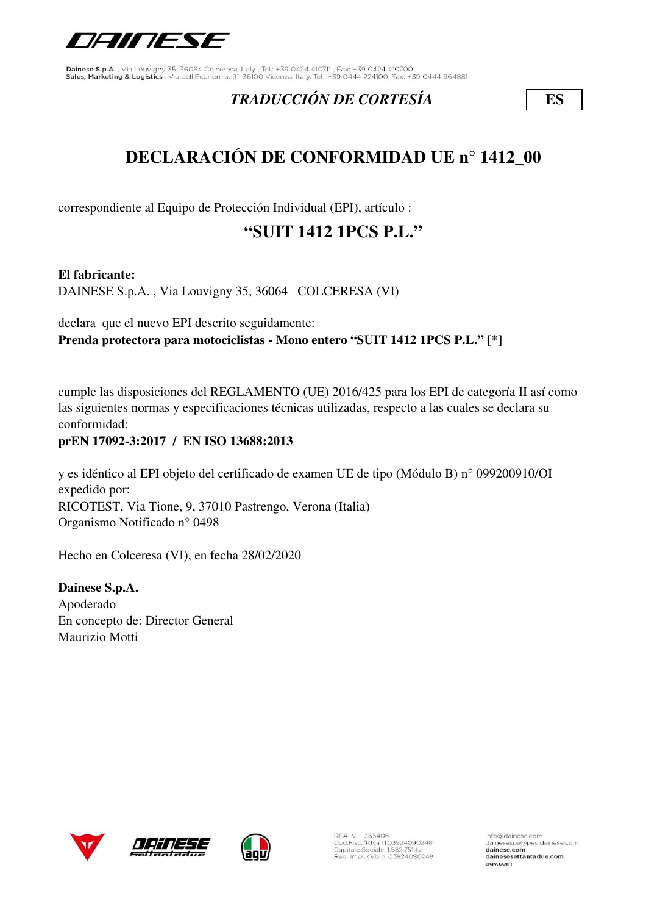DAINESE

Dainese S.p.A. , Via Louvigny 35, 36064 Colceresa, Italy , Tel.: +39 0424 410711 , Fax: +39 0424 410700
Sales, Marketing & Logistics , Via dell'Economia, 91, 36100 Vicenza, Italy, Tel.: +39 0444 224100, Fax: +39 0444 964881

*TRADUCCIÓN DE CORTESÍA*

**ES**

# DECLARACIÓN DE CONFORMIDAD UE n° 1412_00

correspondiente al Equipo de Protección Individual (EPI), artículo :

## "SUIT 1412 1PCS P.L."

**El fabricante:**
DAINESE S.p.A. , Via Louvigny 35, 36064 COLCERESA (VI)

declara que el nuevo EPI descrito seguidamente:
**Prenda protectora para motociclistas - Mono entero "SUIT 1412 1PCS P.L." [*]**

cumple las disposiciones del REGLAMENTO (UE) 2016/425 para los EPI de categoría II así como las siguientes normas y especificaciones técnicas utilizadas, respecto a las cuales se declara su conformidad:
**prEN 17092-3:2017 / EN ISO 13688:2013**

y es idéntico al EPI objeto del certificado de examen UE de tipo (Módulo B) n° 099200910/OI expedido por:
RICOTEST, Via Tione, 9, 37010 Pastrengo, Verona (Italia)
Organismo Notificado n° 0498

Hecho en Colceresa (VI), en fecha 28/02/2020

**Dainese S.p.A.**
Apoderado
En concepto de: Director General
Maurizio Motti

REA: VI - 365406
Cod.Fisc./P.Iva IT03924090248
Capitale Sociale 1.582.751 i.v.
Reg. Impr. (VI) n. 03924090248

info@dainese.com
dainesespa@pec.dainese.com
dainese.com
dainesesettantadue.com
agv.com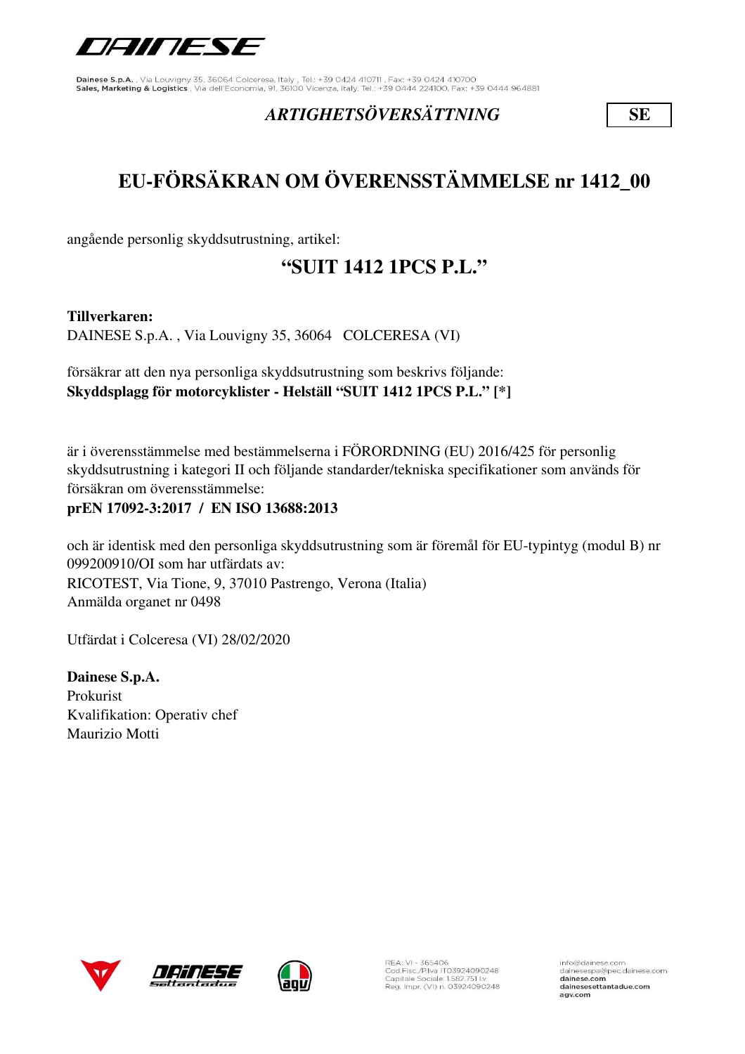Dainese S.p.A. , Via Louvigny 35, 36064 Colceresa, Italy , Tel.: +39 0424 410711 , Fax: +39 0424 410700
Sales, Marketing & Logistics , Via dell'Economia, 91, 36100 Vicenza, Italy, Tel.: +39 0444 224100, Fax: +39 0444 964881

*ARTIGHETSÖVERSÄTTNING* **SE**

# EU-FÖRSÄKRAN OM ÖVERENSSTÄMMELSE nr 1412_00

angående personlig skyddsutrustning, artikel:

## "SUIT 1412 1PCS P.L."

**Tillverkaren:**
DAINESE S.p.A. , Via Louvigny 35, 36064 COLCERESA (VI)

försäkrar att den nya personliga skyddsutrustning som beskrivs följande:
**Skyddsplagg för motorcyklister - Helställ "SUIT 1412 1PCS P.L." [*]**

är i överensstämmelse med bestämmelserna i FÖRORDNING (EU) 2016/425 för personlig skyddsutrustning i kategori II och följande standarder/tekniska specifikationer som används för försäkran om överensstämmelse:
**prEN 17092-3:2017 / EN ISO 13688:2013**

och är identisk med den personliga skyddsutrustning som är föremål för EU-typintyg (modul B) nr 099200910/OI som har utfärdats av:
RICOTEST, Via Tione, 9, 37010 Pastrengo, Verona (Italia)
Anmälda organet nr 0498

Utfärdat i Colceresa (VI) 28/02/2020

**Dainese S.p.A.**
Prokurist
Kvalifikation: Operativ chef
Maurizio Motti

REA: VI - 365406
Cod.Fisc./P.Iva IT03924090248
Capitale Sociale: 1.582.751 i.v.
Reg. Impr. (VI) n. 03924090248

info@dainese.com
dainesespa@pec.dainese.com
dainese.com
dainesesettantadue.com
agv.com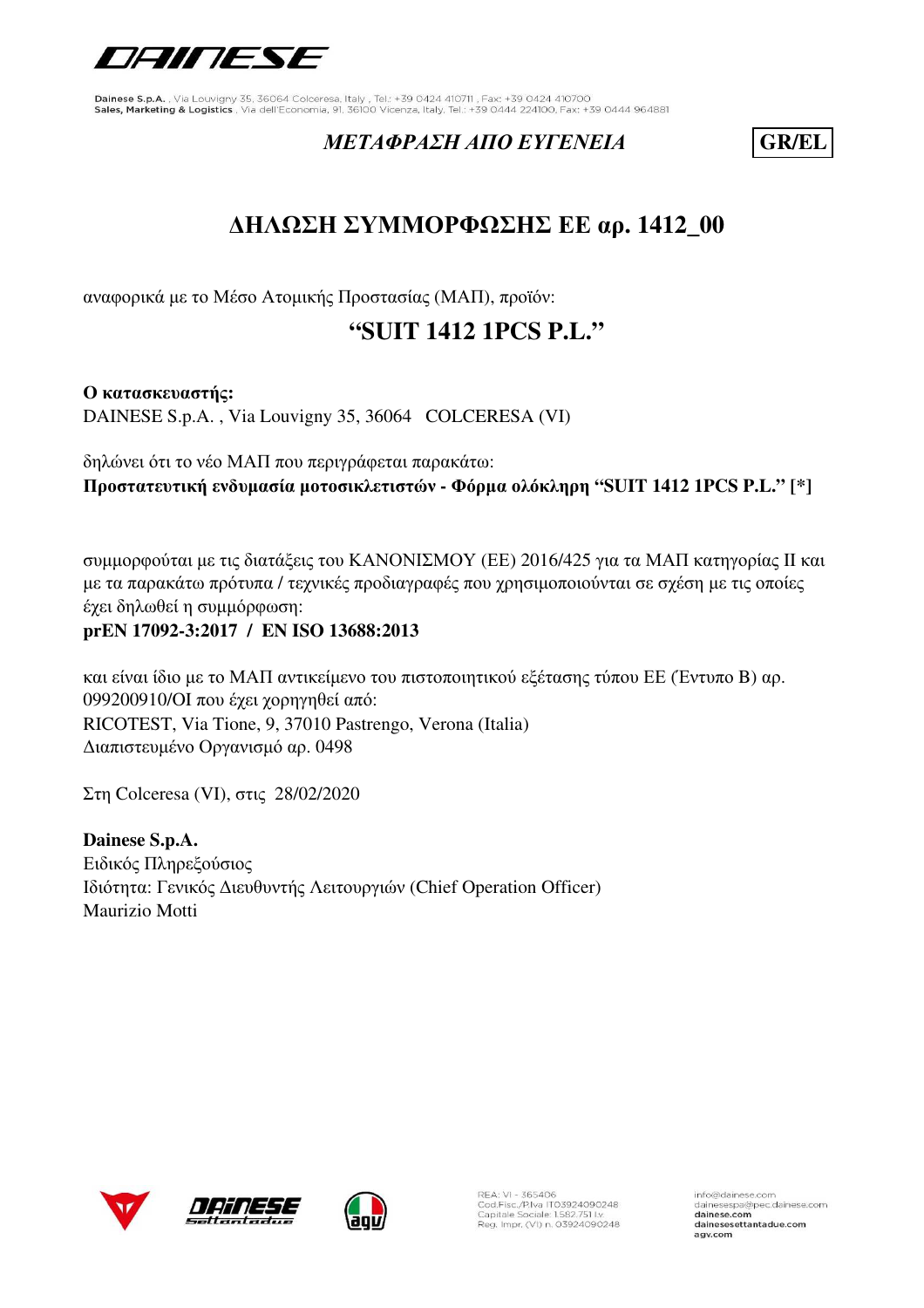Dainese S.p.A. , Via Louvigny 35, 36064 Colceresa, Italy , Tel.: +39 0424 410711 , Fax: +39 0424 410700
Sales, Marketing & Logistics , Via dell'Economia, 91, 36100 Vicenza, Italy, Tel.: +39 0444 224100, Fax: +39 0444 964881

*ΜΕΤΑΦΡΑΣΗ ΑΠΟ ΕΥΓΕΝΕΙΑ* **GR/EL**

## ΔΗΛΩΣΗ ΣΥΜΜΟΡΦΩΣΗΣ ΕΕ αρ. 1412_00

αναφορικά με το Μέσο Ατομικής Προστασίας (ΜΑΠ), προϊόν:

## "SUIT 1412 1PCS P.L."

**Ο κατασκευαστής:**
DAINESE S.p.A. , Via Louvigny 35, 36064 COLCERESA (VI)

δηλώνει ότι το νέο ΜΑΠ που περιγράφεται παρακάτω:
**Προστατευτική ενδυμασία μοτοσικλετιστών - Φόρμα ολόκληρη "SUIT 1412 1PCS P.L." [*]**

συμμορφούται με τις διατάξεις του ΚΑΝΟΝΙΣΜΟΥ (ΕΕ) 2016/425 για τα ΜΑΠ κατηγορίας ΙΙ και με τα παρακάτω πρότυπα / τεχνικές προδιαγραφές που χρησιμοποιούνται σε σχέση με τις οποίες έχει δηλωθεί η συμμόρφωση:
**prEN 17092-3:2017 / EN ISO 13688:2013**

και είναι ίδιο με το ΜΑΠ αντικείμενο του πιστοποιητικού εξέτασης τύπου ΕΕ (Έντυπο Β) αρ. 099200910/OI που έχει χορηγηθεί από:
RICOTEST, Via Tione, 9, 37010 Pastrengo, Verona (Italia)
Διαπιστευμένο Οργανισμό αρ. 0498

Στη Colceresa (VI), στις 28/02/2020

**Dainese S.p.A.**
Ειδικός Πληρεξούσιος
Ιδιότητα: Γενικός Διευθυντής Λειτουργιών (Chief Operation Officer)
Maurizio Motti

REA: VI - 365406
Cod.Fisc./P.Iva IT03924090248
Capitale Sociale 1.582.751 I.v.
Reg. Impr. (VI) n. 03924090248

info@dainese.com
dainesespa@pec.dainese.com
dainese.com
dainesesettantadue.com
agv.com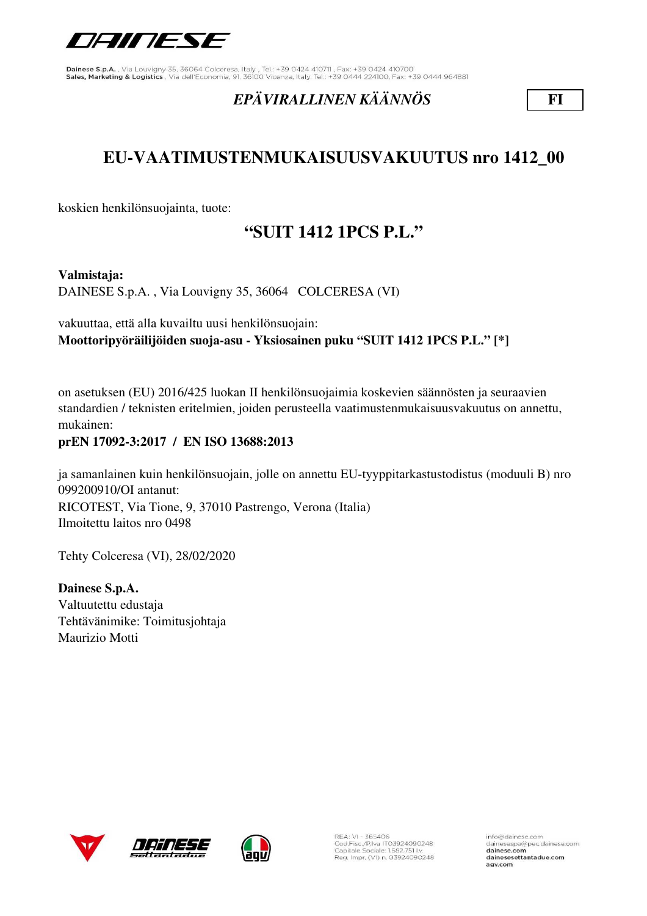*EPÄVIRALLINEN KÄÄNNÖS* **FI**

# EU-VAATIMUSTENMUKAISUUSVAKUUTUS nro 1412_00

koskien henkilönsuojainta, tuote:

## “SUIT 1412 1PCS P.L.”

**Valmistaja:**
DAINESE S.p.A. , Via Louvigny 35, 36064 COLCERESA (VI)

vakuuttaa, että alla kuvailtu uusi henkilönsuojain:
**Moottoripyöräilijöiden suoja-asu - Yksiosainen puku “SUIT 1412 1PCS P.L.” [*]**

on asetuksen (EU) 2016/425 luokan II henkilönsuojaimia koskevien säännösten ja seuraavien standardien / teknisten eritelmien, joiden perusteella vaatimustenmukaisuusvakuutus on annettu, mukainen:
**prEN 17092-3:2017 / EN ISO 13688:2013**

ja samanlainen kuin henkilönsuojain, jolle on annettu EU-tyyppitarkastustodistus (moduuli B) nro 099200910/OI antanut:
RICOTEST, Via Tione, 9, 37010 Pastrengo, Verona (Italia)
Ilmoitettu laitos nro 0498

Tehty Colceresa (VI), 28/02/2020

**Dainese S.p.A.**
Valtuutettu edustaja
Tehtävänimike: Toimitusjohtaja
Maurizio Motti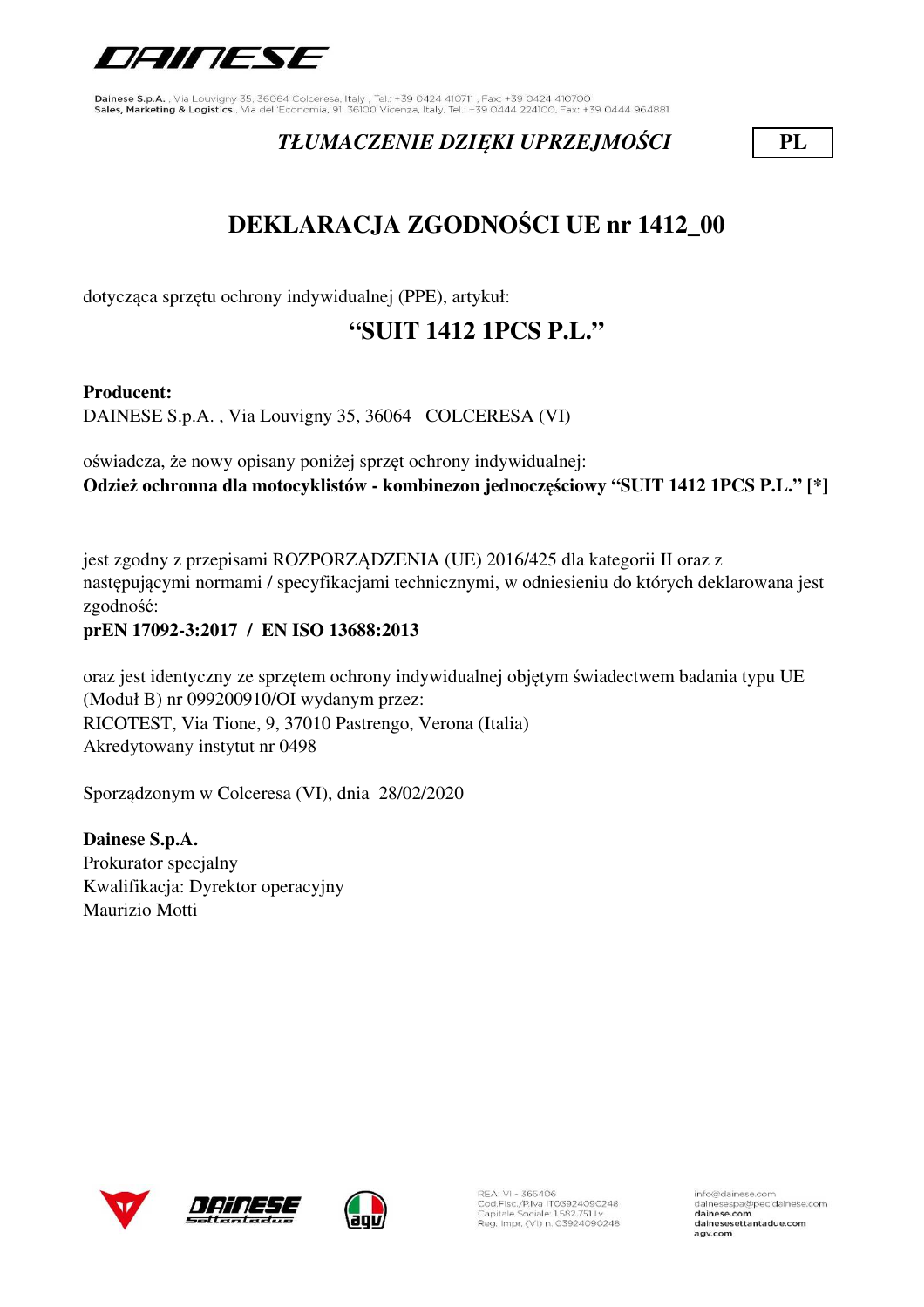*TŁUMACZENIE DZIĘKI UPRZEJMOŚCI* **PL**

# DEKLARACJA ZGODNOŚCI UE nr 1412_00

dotycząca sprzętu ochrony indywidualnej (PPE), artykuł:

## "SUIT 1412 1PCS P.L."

**Producent:**
DAINESE S.p.A. , Via Louvigny 35, 36064 COLCERESA (VI)

oświadcza, że nowy opisany poniżej sprzęt ochrony indywidualnej:
**Odzież ochronna dla motocyklistów - kombinezon jednoczęściowy "SUIT 1412 1PCS P.L." [*]**

jest zgodny z przepisami ROZPORZĄDZENIA (UE) 2016/425 dla kategorii II oraz z następującymi normami / specyfikacjami technicznymi, w odniesieniu do których deklarowana jest zgodność:
**prEN 17092-3:2017 / EN ISO 13688:2013**

oraz jest identyczny ze sprzętem ochrony indywidualnej objętym świadectwem badania typu UE (Moduł B) nr 099200910/OI wydanym przez:
RICOTEST, Via Tione, 9, 37010 Pastrengo, Verona (Italia)
Akredytowany instytut nr 0498

Sporządzonym w Colceresa (VI), dnia 28/02/2020

**Dainese S.p.A.**
Prokurator specjalny
Kwalifikacja: Dyrektor operacyjny
Maurizio Motti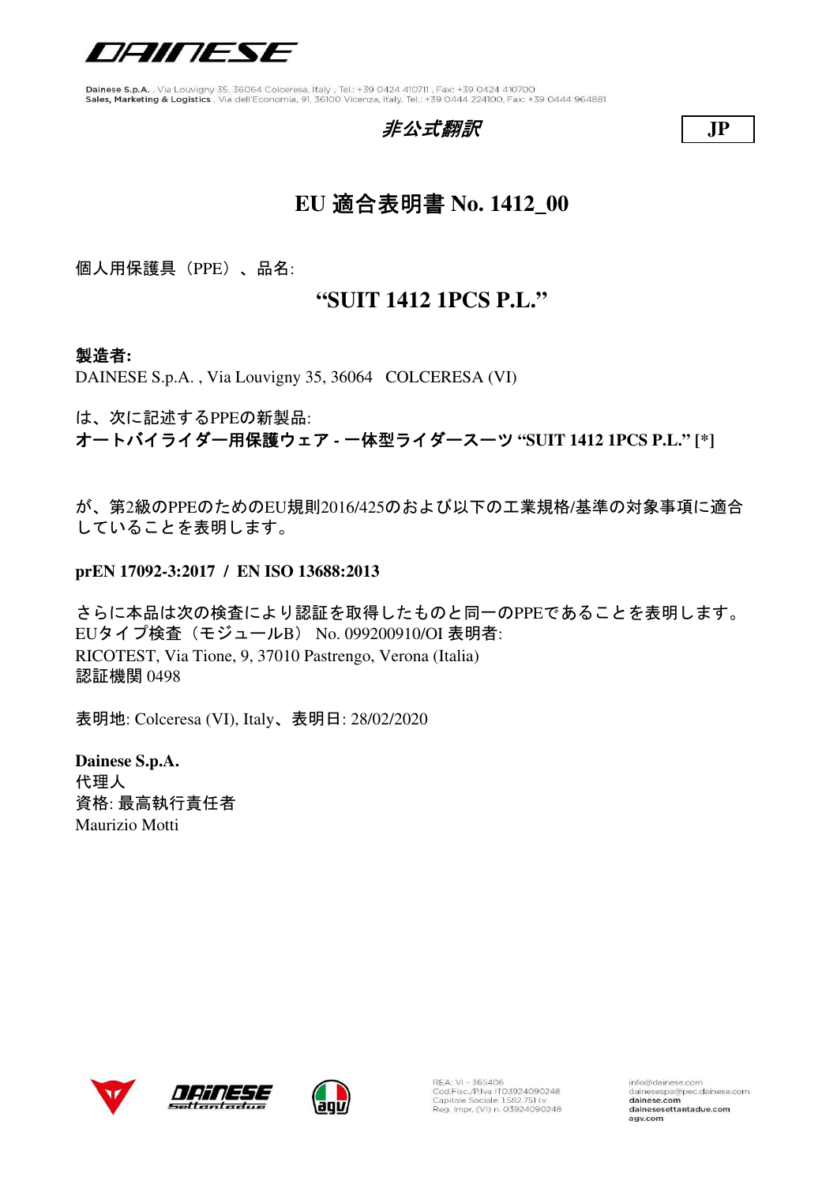Dainese S.p.A. , Via Louvigny 35, 36064 Colceresa, Italy , Tel.: +39 0424 410711 , Fax: +39 0424 410700
Sales, Marketing & Logistics , Via dell'Economia, 91, 36100 Vicenza, Italy, Tel.: +39 0444 224100, Fax: +39 0444 964881

*非公式翻訳*

**JP**

# EU 適合表明書 No. 1412_00

個人用保護具（PPE）、品名:

## "SUIT 1412 1PCS P.L."

**製造者:**
DAINESE S.p.A. , Via Louvigny 35, 36064 COLCERESA (VI)

は、次に記述するPPEの新製品:
**オートバイライダー用保護ウェア - 一体型ライダースーツ "SUIT 1412 1PCS P.L." [*]**

が、第2級のPPEのためのEU規則2016/425のおよび以下の工業規格/基準の対象事項に適合していることを表明します。

**prEN 17092-3:2017 / EN ISO 13688:2013**

さらに本品は次の検査により認証を取得したものと同一のPPEであることを表明します。
EUタイプ検査（モジュールB） No. 099200910/OI 表明者:
RICOTEST, Via Tione, 9, 37010 Pastrengo, Verona (Italia)
認証機関 0498

表明地: Colceresa (VI), Italy、表明日: 28/02/2020

**Dainese S.p.A.**
代理人
資格: 最高執行責任者
Maurizio Motti

REA: VI - 365406
Cod.Fisc./P.Iva IT03924090248
Capitale Sociale 1.582.751 i.v.
Reg. Impr. (VI) n. 03924090248

info@dainese.com
dainesespa@pec.dainese.com
dainese.com
dainesesettantadue.com
agv.com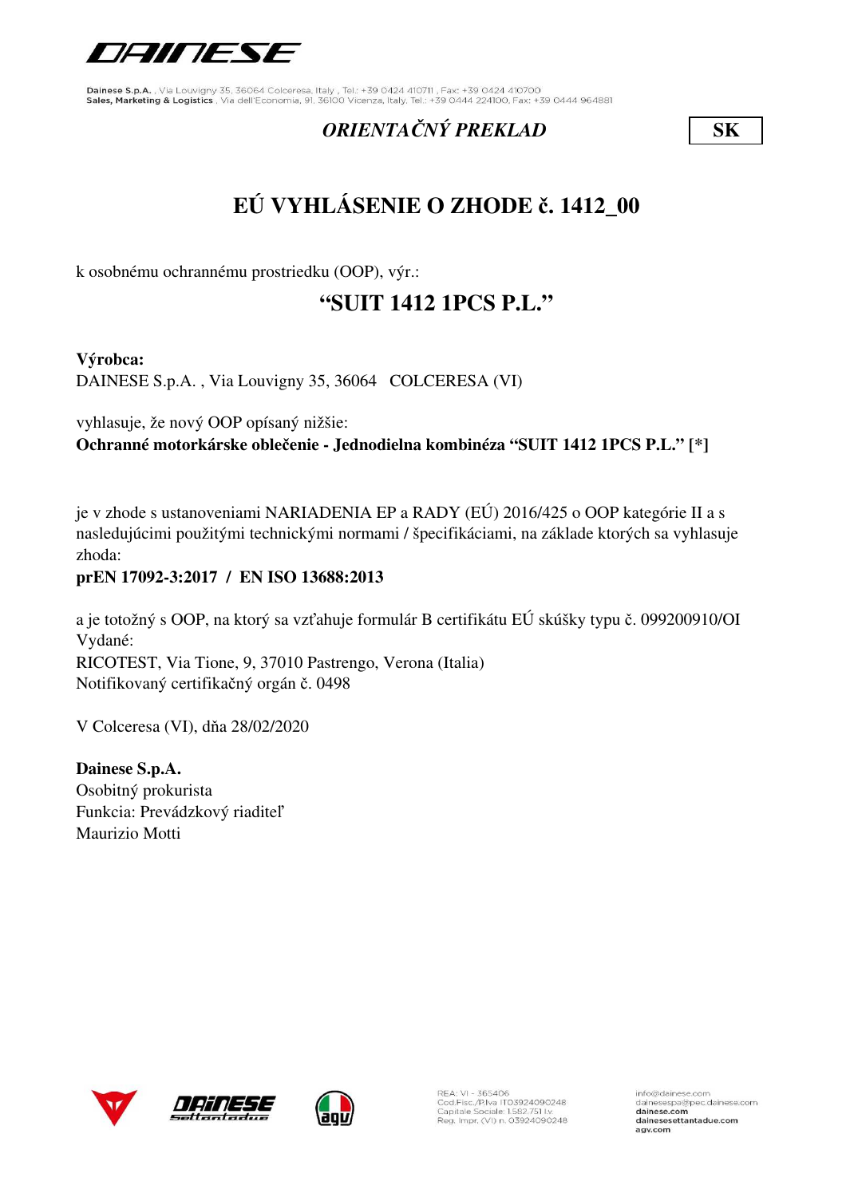Dainese S.p.A. , Via Louvigny 35, 36064 Colceresa, Italy , Tel.: +39 0424 410711 , Fax: +39 0424 410700
Sales, Marketing & Logistics , Via dell'Economia, 91, 36100 Vicenza, Italy, Tel.: +39 0444 224100, Fax: +39 0444 964881

*ORIENTAČNÝ PREKLAD* **SK**

# EÚ VYHLÁSENIE O ZHODE č. 1412_00

k osobnému ochrannému prostriedku (OOP), výr.:

## "SUIT 1412 1PCS P.L."

**Výrobca:**
DAINESE S.p.A. , Via Louvigny 35, 36064 COLCERESA (VI)

vyhlasuje, že nový OOP opísaný nižšie:
**Ochranné motorkárske oblečenie - Jednodielna kombinéza "SUIT 1412 1PCS P.L." [*]**

je v zhode s ustanoveniami NARIADENIA EP a RADY (EÚ) 2016/425 o OOP kategórie II a s nasledujúcimi použitými technickými normami / špecifikáciami, na základe ktorých sa vyhlasuje zhoda:
**prEN 17092-3:2017 / EN ISO 13688:2013**

a je totožný s OOP, na ktorý sa vzťahuje formulár B certifikátu EÚ skúšky typu č. 099200910/OI
Vydané:
RICOTEST, Via Tione, 9, 37010 Pastrengo, Verona (Italia)
Notifikovaný certifikačný orgán č. 0498

V Colceresa (VI), dňa 28/02/2020

**Dainese S.p.A.**
Osobitný prokurista
Funkcia: Prevádzkový riaditeľ
Maurizio Motti

REA: VI - 365406
Cod.Fisc./P.Iva IT03924090248
Capitale Sociale 1.582.751 i.v.
Reg. Impr. (VI) n. 03924090248

info@dainese.com
dainesespa@pec.dainese.com
dainese.com
dainesesettantadue.com
agv.com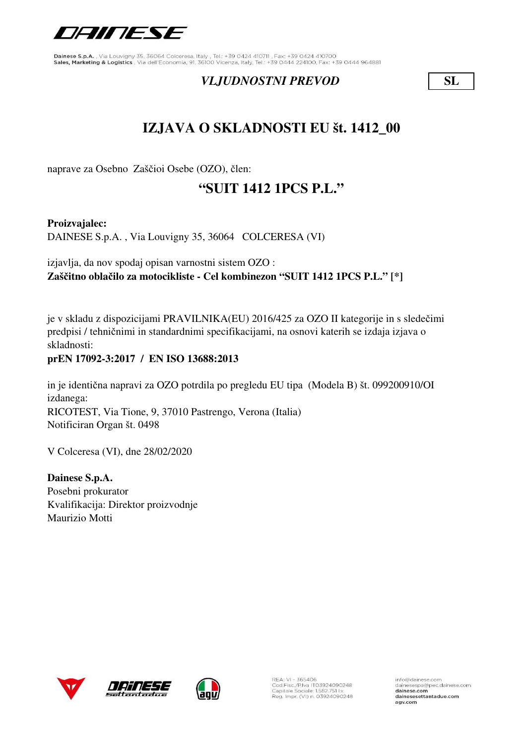*VLJUDNOSTNI PREVOD*

**SL**

# IZJAVA O SKLADNOSTI EU št. 1412_00

naprave za Osebno  Zaščioi Osebe (OZO), člen:

## "SUIT 1412 1PCS P.L."

**Proizvajalec:**
DAINESE S.p.A. , Via Louvigny 35, 36064   COLCERESA (VI)

izjavlja, da nov spodaj opisan varnostni sistem OZO :
**Zaščitno oblačilo za motocikliste - Cel kombinezon "SUIT 1412 1PCS P.L." [*]**

je v skladu z dispozicijami PRAVILNIKA(EU) 2016/425 za OZO II kategorije in s sledečimi predpisi / tehničnimi in standardnimi specifikacijami, na osnovi katerih se izdaja izjava o skladnosti:
**prEN 17092-3:2017  /  EN ISO 13688:2013**

in je identična napravi za OZO potrdila po pregledu EU tipa  (Modela B) št. 099200910/OI izdanega:
RICOTEST, Via Tione, 9, 37010 Pastrengo, Verona (Italia)
Notificiran Organ št. 0498

V Colceresa (VI), dne 28/02/2020

**Dainese S.p.A.**
Posebni prokurator
Kvalifikacija: Direktor proizvodnje
Maurizio Motti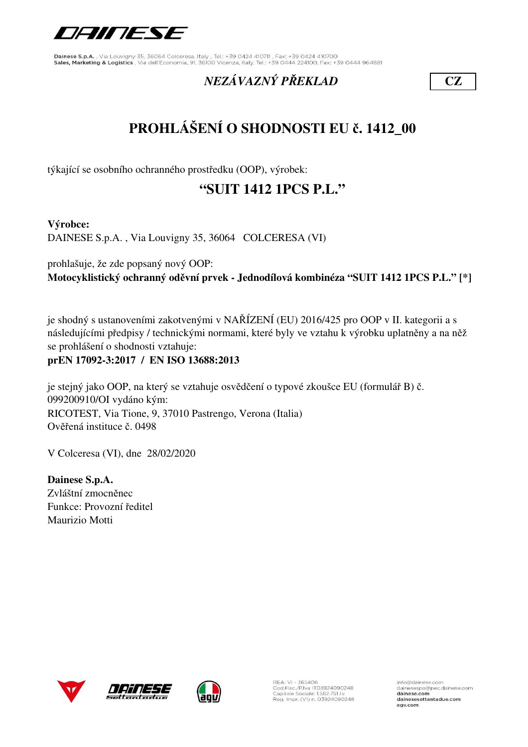Dainese S.p.A. , Via Louvigny 35, 36064 Colceresa, Italy , Tel.: +39 0424 410711 , Fax: +39 0424 410700
Sales, Marketing & Logistics , Via dell'Economia, 91, 36100 Vicenza, Italy, Tel.: +39 0444 224100, Fax: +39 0444 964881

*NEZÁVAZNÝ PŘEKLAD* **CZ**

# PROHLÁŠENÍ O SHODNOSTI EU č. 1412_00

týkající se osobního ochranného prostředku (OOP), výrobek:

## “SUIT 1412 1PCS P.L.”

**Výrobce:**
DAINESE S.p.A. , Via Louvigny 35, 36064 COLCERESA (VI)

prohlašuje, že zde popsaný nový OOP:
**Motocyklistický ochranný oděvní prvek - Jednodílová kombinéza “SUIT 1412 1PCS P.L.” [*]**

je shodný s ustanoveními zakotvenými v NAŘÍZENÍ (EU) 2016/425 pro OOP v II. kategorii a s následujícími předpisy / technickými normami, které byly ve vztahu k výrobku uplatněny a na něž se prohlášení o shodnosti vztahuje:
**prEN 17092-3:2017 / EN ISO 13688:2013**

je stejný jako OOP, na který se vztahuje osvědčení o typové zkoušce EU (formulář B) č. 099200910/OI vydáno kým:
RICOTEST, Via Tione, 9, 37010 Pastrengo, Verona (Italia)
Ověřená instituce č. 0498

V Colceresa (VI), dne 28/02/2020

**Dainese S.p.A.**
Zvláštní zmocněnec
Funkce: Provozní ředitel
Maurizio Motti

REA: VI - 365406
Cod.Fisc./P.Iva IT03924090248
Capitale Sociale 1.582.751 I.v.
Reg. Impr. (VI) n. 03924090248

info@dainese.com
dainesespa@pec.dainese.com
dainese.com
dainesesettantadue.com
agv.com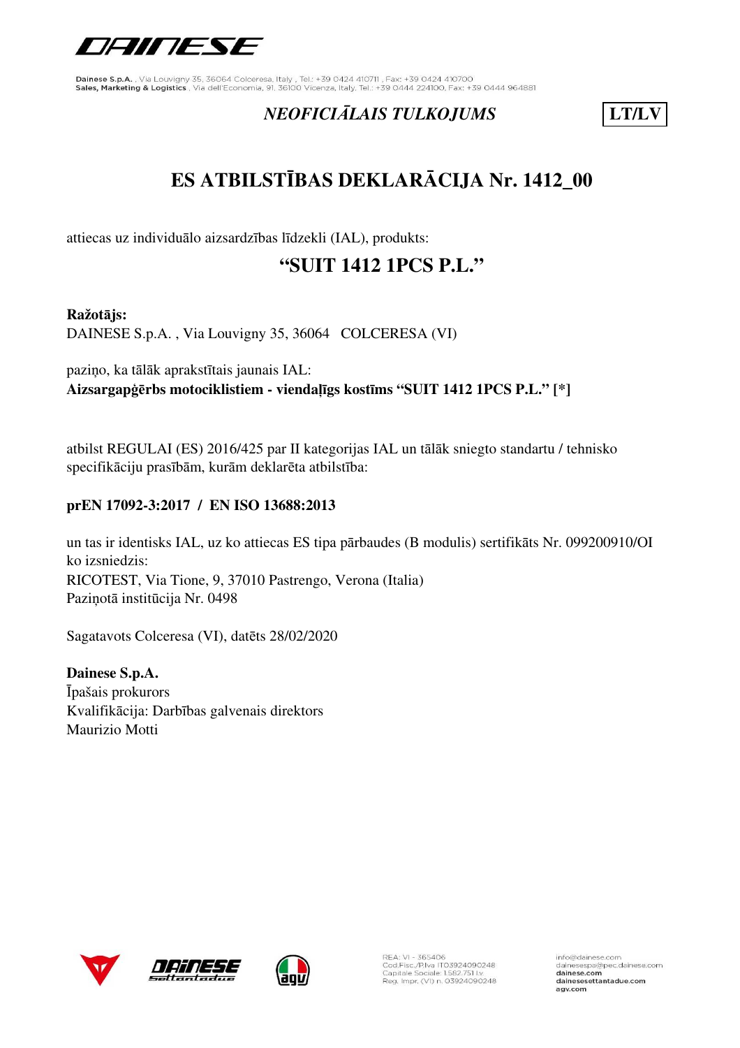Dainese S.p.A. , Via Louvigny 35, 36064 Colceresa, Italy , Tel.: +39 0424 410711 , Fax: +39 0424 410700
Sales, Marketing & Logistics , Via dell'Economia, 91, 36100 Vicenza, Italy, Tel.: +39 0444 224100, Fax: +39 0444 964881

*NEOFICIĀLAIS TULKOJUMS* **LT/LV**

# ES ATBILSTĪBAS DEKLARĀCIJA Nr. 1412_00

attiecas uz individuālo aizsardzības līdzekli (IAL), produkts:

## "SUIT 1412 1PCS P.L."

**Ražotājs:**
DAINESE S.p.A. , Via Louvigny 35, 36064 COLCERESA (VI)

paziņo, ka tālāk aprakstītais jaunais IAL:
**Aizsargapģērbs motociklistiem - viendaļīgs kostīms "SUIT 1412 1PCS P.L." [*]**

atbilst REGULAI (ES) 2016/425 par II kategorijas IAL un tālāk sniegto standartu / tehnisko specifikāciju prasībām, kurām deklarēta atbilstība:

**prEN 17092-3:2017 / EN ISO 13688:2013**

un tas ir identisks IAL, uz ko attiecas ES tipa pārbaudes (B modulis) sertifikāts Nr. 099200910/OI ko izsniedzis:
RICOTEST, Via Tione, 9, 37010 Pastrengo, Verona (Italia)
Paziņotā institūcija Nr. 0498

Sagatavots Colceresa (VI), datēts 28/02/2020

**Dainese S.p.A.**
Īpašais prokurors
Kvalifikācija: Darbības galvenais direktors
Maurizio Motti

REA: VI - 365406
Cod.Fisc./P.Iva IT03924090248
Capitale Sociale 1.582.751 I.v.
Reg. Impr. (VI) n. 03924090248

info@dainese.com
dainesespa@pec.dainese.com
dainese.com
dainesesettantadue.com
agv.com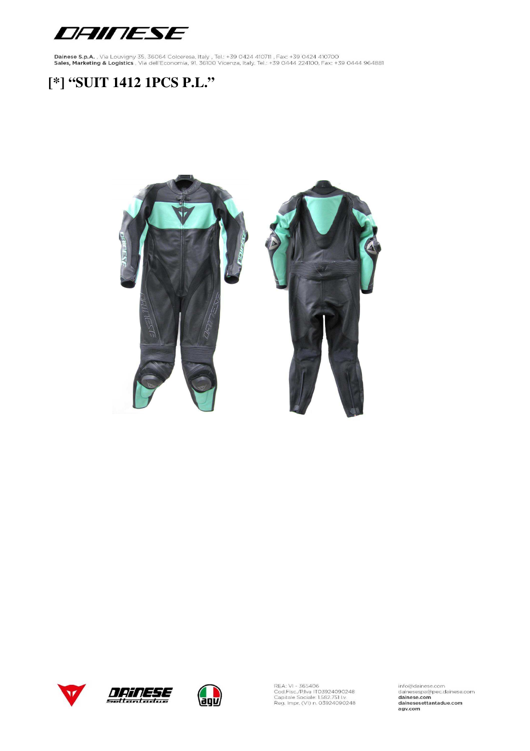Dainese S.p.A. , Via Louvigny 35, 36064 Colceresa, Italy , Tel.: +39 0424 410711 , Fax: +39 0424 410700
Sales, Marketing & Logistics , Via dell'Economia, 91, 36100 Vicenza, Italy, Tel.: +39 0444 224100, Fax: +39 0444 964881

# [*] "SUIT 1412 1PCS P.L."

REA: VI - 365406
Cod.Fisc./P.Iva IT03924090248
Capitale Sociale: 1.582.751 i.v.
Reg. Impr. (VI) n. 03924090248

info@dainese.com
dainesespa@pec.dainese.com
dainese.com
dainesesettantadue.com
agv.com